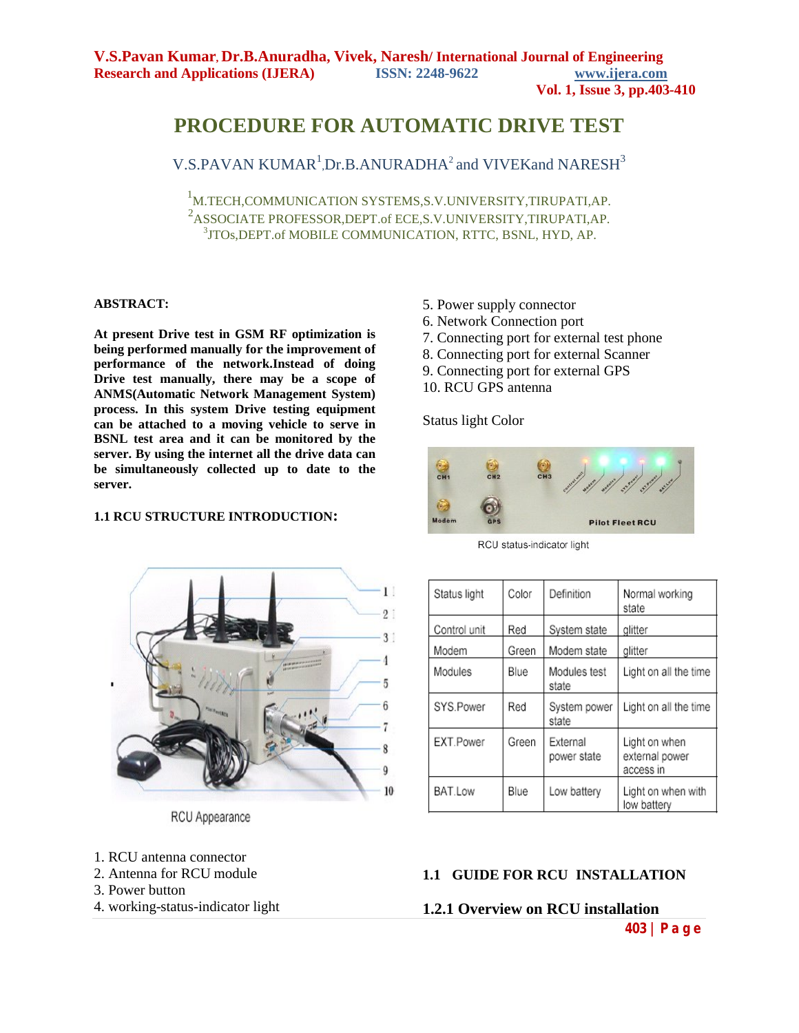# PROCEDURE FOR AUTOMATIC DRIVE TEST

V.S.PAVAN KUMAR[1],Dr.B.ANURADHA[2] and VIVEKand NARESH[3]

[1]M.TECH,COMMUNICATION SYSTEMS,S.V.UNIVERSITY,TIRUPATI,AP.
[2]ASSOCIATE PROFESSOR,DEPT.of ECE,S.V.UNIVERSITY,TIRUPATI,AP.
[3]JTOs,DEPT.of MOBILE COMMUNICATION, RTTC, BSNL, HYD, AP.

**ABSTRACT:**

**At present Drive test in GSM RF optimization is being performed manually for the improvement of performance of the network.Instead of doing Drive test manually, there may be a scope of ANMS(Automatic Network Management System) process. In this system Drive testing equipment can be attached to a moving vehicle to serve in BSNL test area and it can be monitored by the server. By using the internet all the drive data can be simultaneously collected up to date to the server.**

### 1.1 RCU STRUCTURE INTRODUCTION:

RCU Appearance

1. RCU antenna connector
2. Antenna for RCU module
3. Power button
4. working-status-indicator light
5. Power supply connector
6. Network Connection port
7. Connecting port for external test phone
8. Connecting port for external Scanner
9. Connecting port for external GPS
10. RCU GPS antenna

Status light Color

RCU status-indicator light

| Status light | Color | Definition | Normal working state |
|---|---|---|---|
| Control unit | Red | System state | glitter |
| Modem | Green | Modem state | glitter |
| Modules | Blue | Modules test state | Light on all the time |
| SYS.Power | Red | System power state | Light on all the time |
| EXT.Power | Green | External power state | Light on when external power access in |
| BAT.Low | Blue | Low battery | Light on when with low battery |

### 1.1 GUIDE FOR RCU INSTALLATION

#### 1.2.1 Overview on RCU installation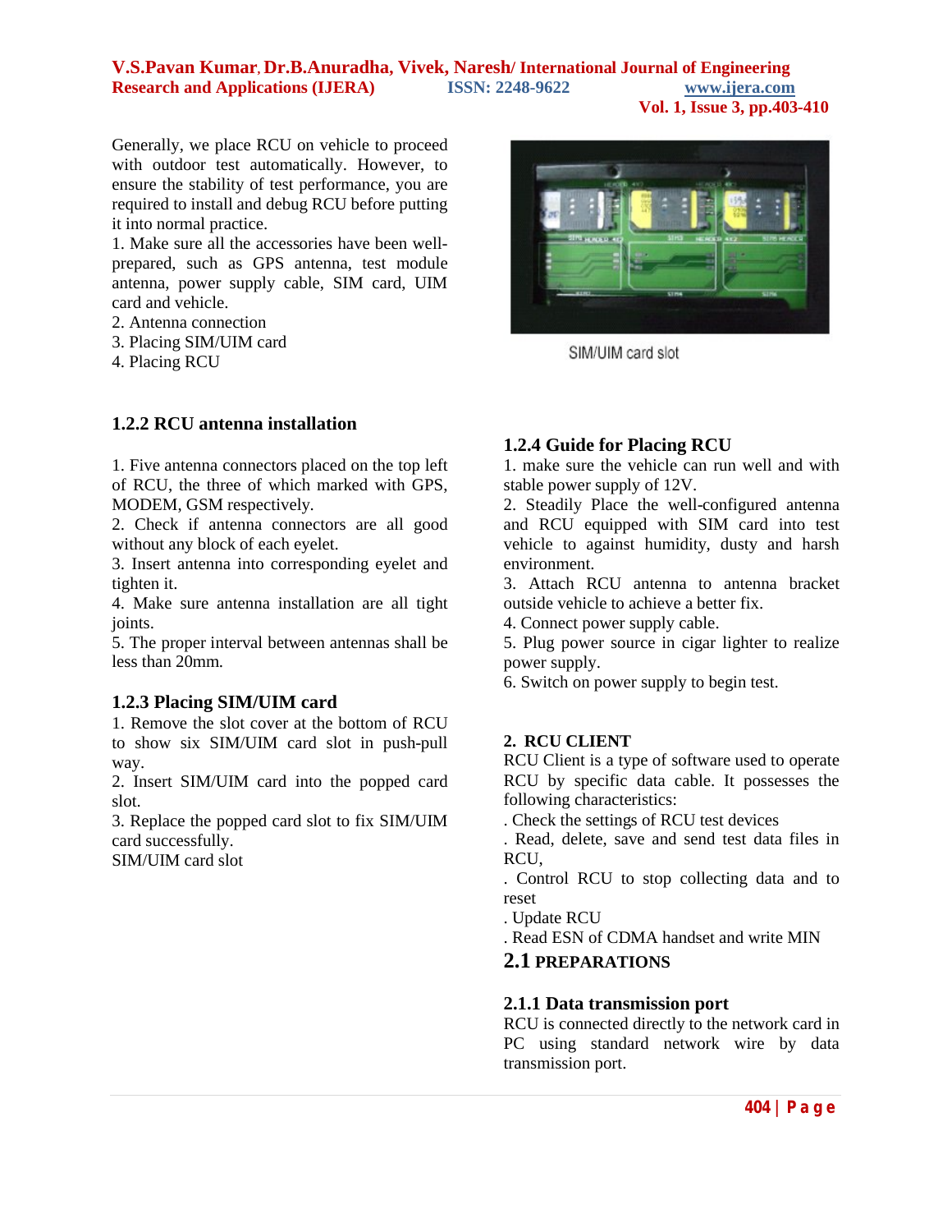Generally, we place RCU on vehicle to proceed with outdoor test automatically. However, to ensure the stability of test performance, you are required to install and debug RCU before putting it into normal practice.

1. Make sure all the accessories have been well-prepared, such as GPS antenna, test module antenna, power supply cable, SIM card, UIM card and vehicle.
2. Antenna connection
3. Placing SIM/UIM card
4. Placing RCU

### 1.2.2 RCU antenna installation

1. Five antenna connectors placed on the top left of RCU, the three of which marked with GPS, MODEM, GSM respectively.
2. Check if antenna connectors are all good without any block of each eyelet.
3. Insert antenna into corresponding eyelet and tighten it.
4. Make sure antenna installation are all tight joints.
5. The proper interval between antennas shall be less than 20mm.

### 1.2.3 Placing SIM/UIM card

1. Remove the slot cover at the bottom of RCU to show six SIM/UIM card slot in push-pull way.
2. Insert SIM/UIM card into the popped card slot.
3. Replace the popped card slot to fix SIM/UIM card successfully.

SIM/UIM card slot

SIM/UIM card slot

### 1.2.4 Guide for Placing RCU

1. make sure the vehicle can run well and with stable power supply of 12V.
2. Steadily Place the well-configured antenna and RCU equipped with SIM card into test vehicle to against humidity, dusty and harsh environment.
3. Attach RCU antenna to antenna bracket outside vehicle to achieve a better fix.
4. Connect power supply cable.
5. Plug power source in cigar lighter to realize power supply.
6. Switch on power supply to begin test.

## 2. RCU CLIENT

RCU Client is a type of software used to operate RCU by specific data cable. It possesses the following characteristics:

. Check the settings of RCU test devices
. Read, delete, save and send test data files in RCU,
. Control RCU to stop collecting data and to reset
. Update RCU
. Read ESN of CDMA handset and write MIN

### 2.1 PREPARATIONS

#### 2.1.1 Data transmission port

RCU is connected directly to the network card in PC using standard network wire by data transmission port.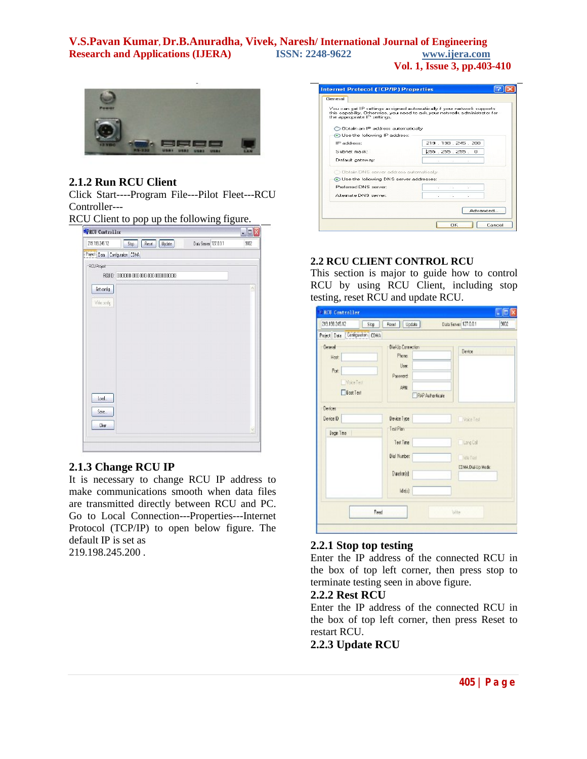### 2.1.2 Run RCU Client

Click Start----Program File---Pilot Fleet---RCU Controller---

RCU Client to pop up the following figure.

### 2.1.3 Change RCU IP

It is necessary to change RCU IP address to make communications smooth when data files are transmitted directly between RCU and PC. Go to Local Connection---Properties---Internet Protocol (TCP/IP) to open below figure. The default IP is set as 219.198.245.200 .

## 2.2 RCU CLIENT CONTROL RCU

This section is major to guide how to control RCU by using RCU Client, including stop testing, reset RCU and update RCU.

### 2.2.1 Stop top testing

Enter the IP address of the connected RCU in the box of top left corner, then press stop to terminate testing seen in above figure.

### 2.2.2 Rest RCU

Enter the IP address of the connected RCU in the box of top left corner, then press Reset to restart RCU.

### 2.2.3 Update RCU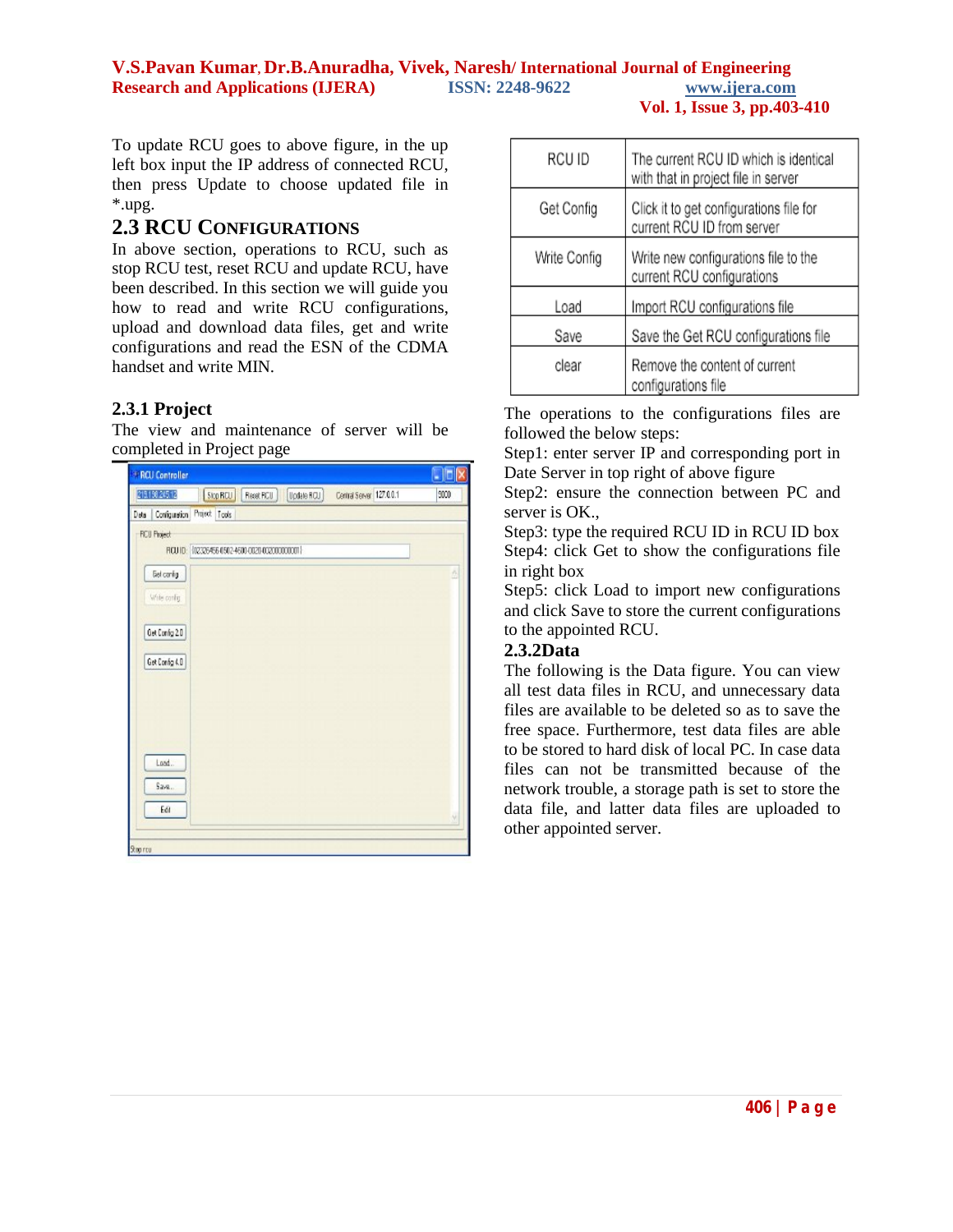To update RCU goes to above figure, in the up left box input the IP address of connected RCU, then press Update to choose updated file in *.upg.

## 2.3 RCU CONFIGURATIONS

In above section, operations to RCU, such as stop RCU test, reset RCU and update RCU, have been described. In this section we will guide you how to read and write RCU configurations, upload and download data files, get and write configurations and read the ESN of the CDMA handset and write MIN.

### 2.3.1 Project

The view and maintenance of server will be completed in Project page

| RCU ID | The current RCU ID which is identical with that in project file in server |
|---|---|
| Get Config | Click it to get configurations file for current RCU ID from server |
| Write Config | Write new configurations file to the current RCU configurations |
| Load | Import RCU configurations file |
| Save | Save the Get RCU configurations file |
| clear | Remove the content of current configurations file |

The operations to the configurations files are followed the below steps:

Step1: enter server IP and corresponding port in Date Server in top right of above figure

Step2: ensure the connection between PC and server is OK.,

Step3: type the required RCU ID in RCU ID box

Step4: click Get to show the configurations file in right box

Step5: click Load to import new configurations and click Save to store the current configurations to the appointed RCU.

### 2.3.2Data

The following is the Data figure. You can view all test data files in RCU, and unnecessary data files are available to be deleted so as to save the free space. Furthermore, test data files are able to be stored to hard disk of local PC. In case data files can not be transmitted because of the network trouble, a storage path is set to store the data file, and latter data files are uploaded to other appointed server.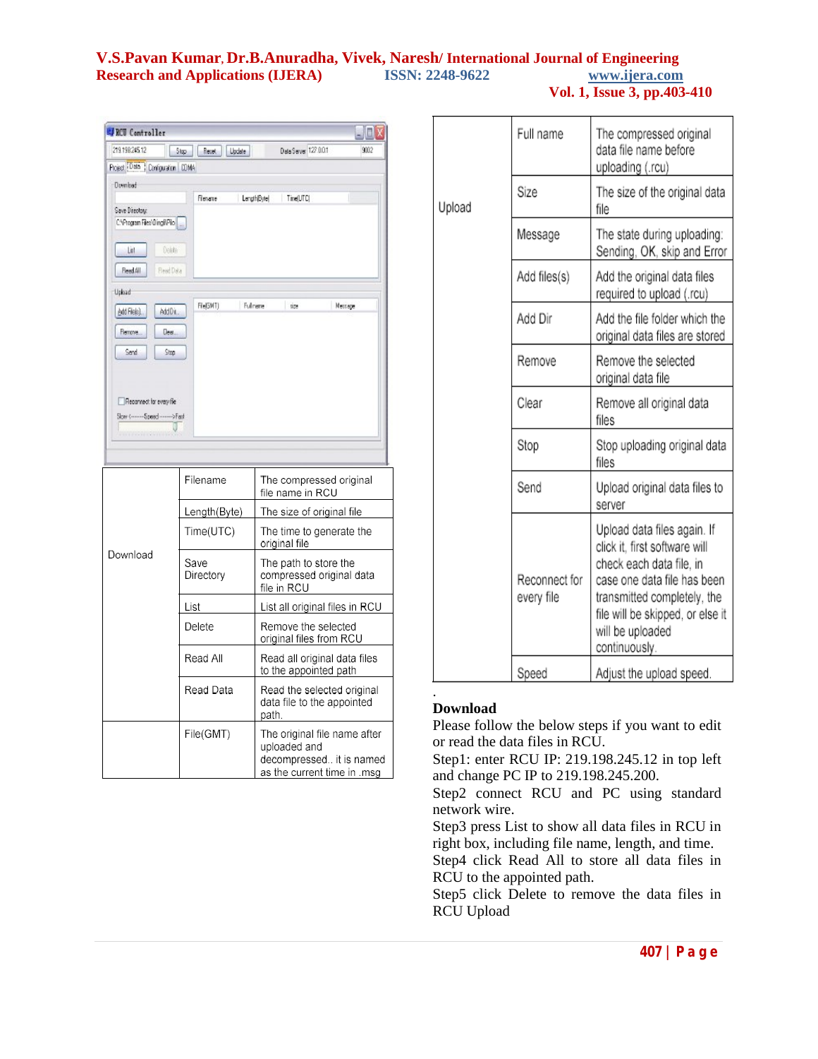| Download | Filename | The compressed original file name in RCU |
|---|---|---|
| | Length(Byte) | The size of original file |
| | Time(UTC) | The time to generate the original file |
| | Save Directory | The path to store the compressed original data file in RCU |
| | List | List all original files in RCU |
| | Delete | Remove the selected original files from RCU |
| | Read All | Read all original data files to the appointed path |
| | Read Data | Read the selected original data file to the appointed path. |
| | File(GMT) | The original file name after uploaded and decompressed.. it is named as the current time in .msg |

| Upload | Full name | The compressed original data file name before uploading (.rcu) |
|---|---|---|
| | Size | The size of the original data file |
| | Message | The state during uploading: Sending, OK, skip and Error |
| | Add files(s) | Add the original data files required to upload (.rcu) |
| | Add Dir | Add the file folder which the original data files are stored |
| | Remove | Remove the selected original data file |
| | Clear | Remove all original data files |
| | Stop | Stop uploading original data files |
| | Send | Upload original data files to server |
| | Reconnect for every file | Upload data files again. If click it, first software will check each data file, in case one data file has been transmitted completely, the file will be skipped, or else it will be uploaded continuously. |
| | Speed | Adjust the upload speed. |

.

**Download**

Please follow the below steps if you want to edit or read the data files in RCU.

Step1: enter RCU IP: 219.198.245.12 in top left and change PC IP to 219.198.245.200.

Step2 connect RCU and PC using standard network wire.

Step3 press List to show all data files in RCU in right box, including file name, length, and time.

Step4 click Read All to store all data files in RCU to the appointed path.

Step5 click Delete to remove the data files in RCU Upload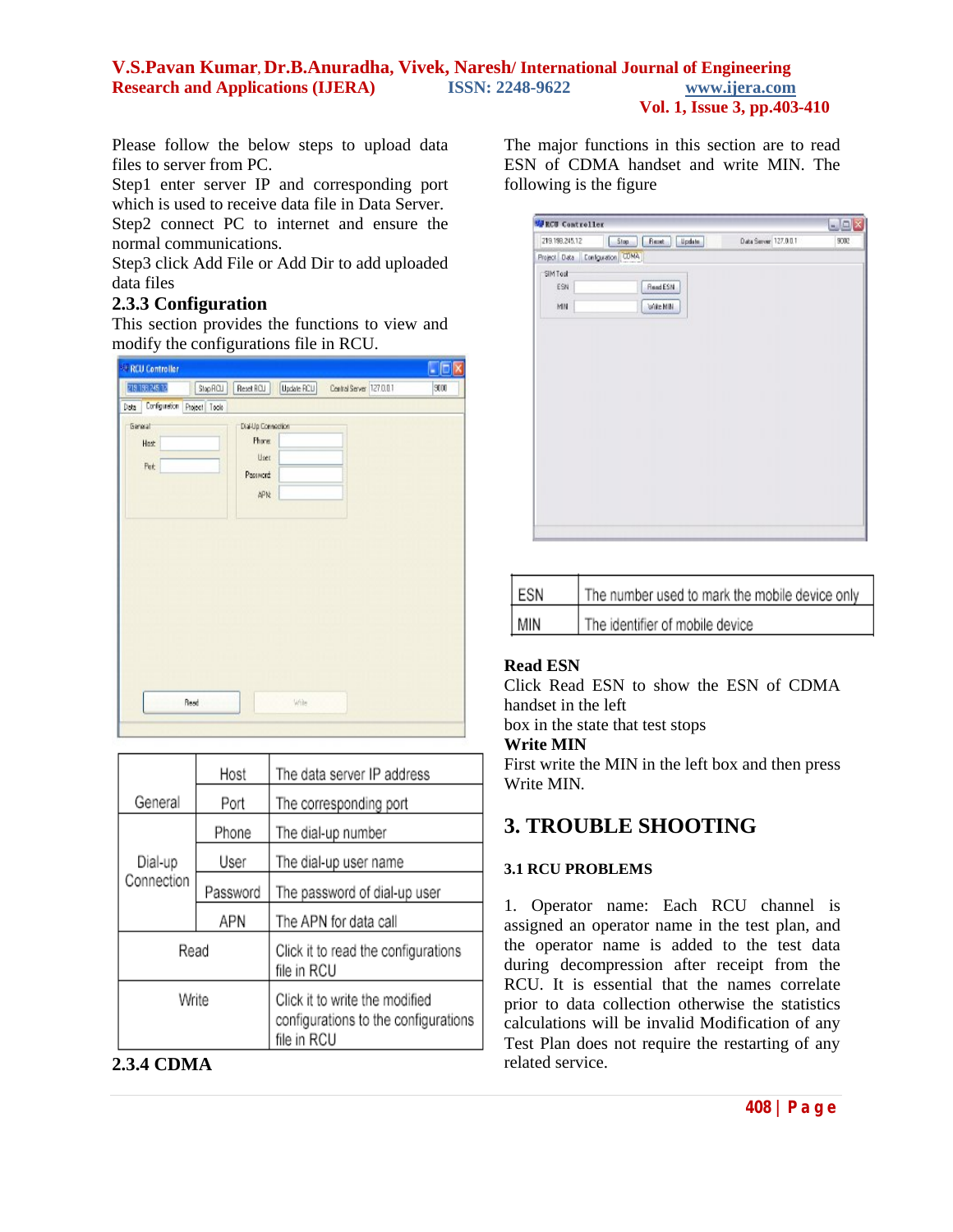Please follow the below steps to upload data files to server from PC.

Step1 enter server IP and corresponding port which is used to receive data file in Data Server.

Step2 connect PC to internet and ensure the normal communications.

Step3 click Add File or Add Dir to add uploaded data files

### 2.3.3 Configuration

This section provides the functions to view and modify the configurations file in RCU.

| | | |
|---|---|---|
| General | Host | The data server IP address |
| | Port | The corresponding port |
| Dial-up Connection | Phone | The dial-up number |
| | User | The dial-up user name |
| | Password | The password of dial-up user |
| | APN | The APN for data call |
| Read | | Click it to read the configurations file in RCU |
| Write | | Click it to write the modified configurations to the configurations file in RCU |

### 2.3.4 CDMA

The major functions in this section are to read ESN of CDMA handset and write MIN. The following is the figure

| | |
|---|---|
| ESN | The number used to mark the mobile device only |
| MIN | The identifier of mobile device |

**Read ESN**

Click Read ESN to show the ESN of CDMA handset in the left box in the state that test stops

**Write MIN**

First write the MIN in the left box and then press Write MIN.

## 3. TROUBLE SHOOTING

### 3.1 RCU PROBLEMS

1. Operator name: Each RCU channel is assigned an operator name in the test plan, and the operator name is added to the test data during decompression after receipt from the RCU. It is essential that the names correlate prior to data collection otherwise the statistics calculations will be invalid Modification of any Test Plan does not require the restarting of any related service.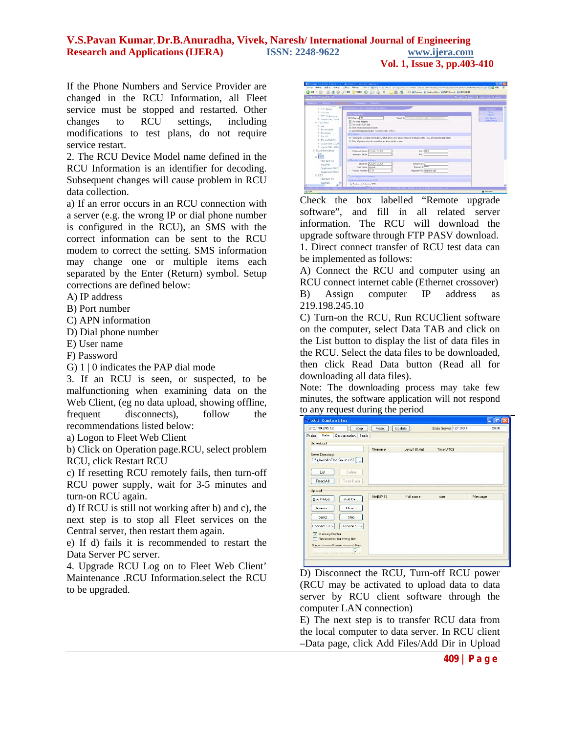If the Phone Numbers and Service Provider are changed in the RCU Information, all Fleet service must be stopped and restarted. Other changes to RCU settings, including modifications to test plans, do not require service restart.

2. The RCU Device Model name defined in the RCU Information is an identifier for decoding. Subsequent changes will cause problem in RCU data collection.

a) If an error occurs in an RCU connection with a server (e.g. the wrong IP or dial phone number is configured in the RCU), an SMS with the correct information can be sent to the RCU modem to correct the setting. SMS information may change one or multiple items each separated by the Enter (Return) symbol. Setup corrections are defined below:

A) IP address
B) Port number
C) APN information
D) Dial phone number
E) User name
F) Password
G) 1 | 0 indicates the PAP dial mode

3. If an RCU is seen, or suspected, to be malfunctioning when examining data on the Web Client, (eg no data upload, showing offline, frequent disconnects), follow the recommendations listed below:

a) Logon to Fleet Web Client
b) Click on Operation page.RCU, select problem RCU, click Restart RCU
c) If resetting RCU remotely fails, then turn-off RCU power supply, wait for 3-5 minutes and turn-on RCU again.
d) If RCU is still not working after b) and c), the next step is to stop all Fleet services on the Central server, then restart them again.
e) If d) fails it is recommended to restart the Data Server PC server.

4. Upgrade RCU Log on to Fleet Web Client' Maintenance .RCU Information.select the RCU to be upgraded.

Check the box labelled "Remote upgrade software", and fill in all related server information. The RCU will download the upgrade software through FTP PASV download.

1. Direct connect transfer of RCU test data can be implemented as follows:

A) Connect the RCU and computer using an RCU connect internet cable (Ethernet crossover)
B) Assign computer IP address as 219.198.245.10
C) Turn-on the RCU, Run RCUClient software on the computer, select Data TAB and click on the List button to display the list of data files in the RCU. Select the data files to be downloaded, then click Read Data button (Read all for downloading all data files).

Note: The downloading process may take few minutes, the software application will not respond to any request during the period

D) Disconnect the RCU, Turn-off RCU power (RCU may be activated to upload data to data server by RCU client software through the computer LAN connection)
E) The next step is to transfer RCU data from the local computer to data server. In RCU client –Data page, click Add Files/Add Dir in Upload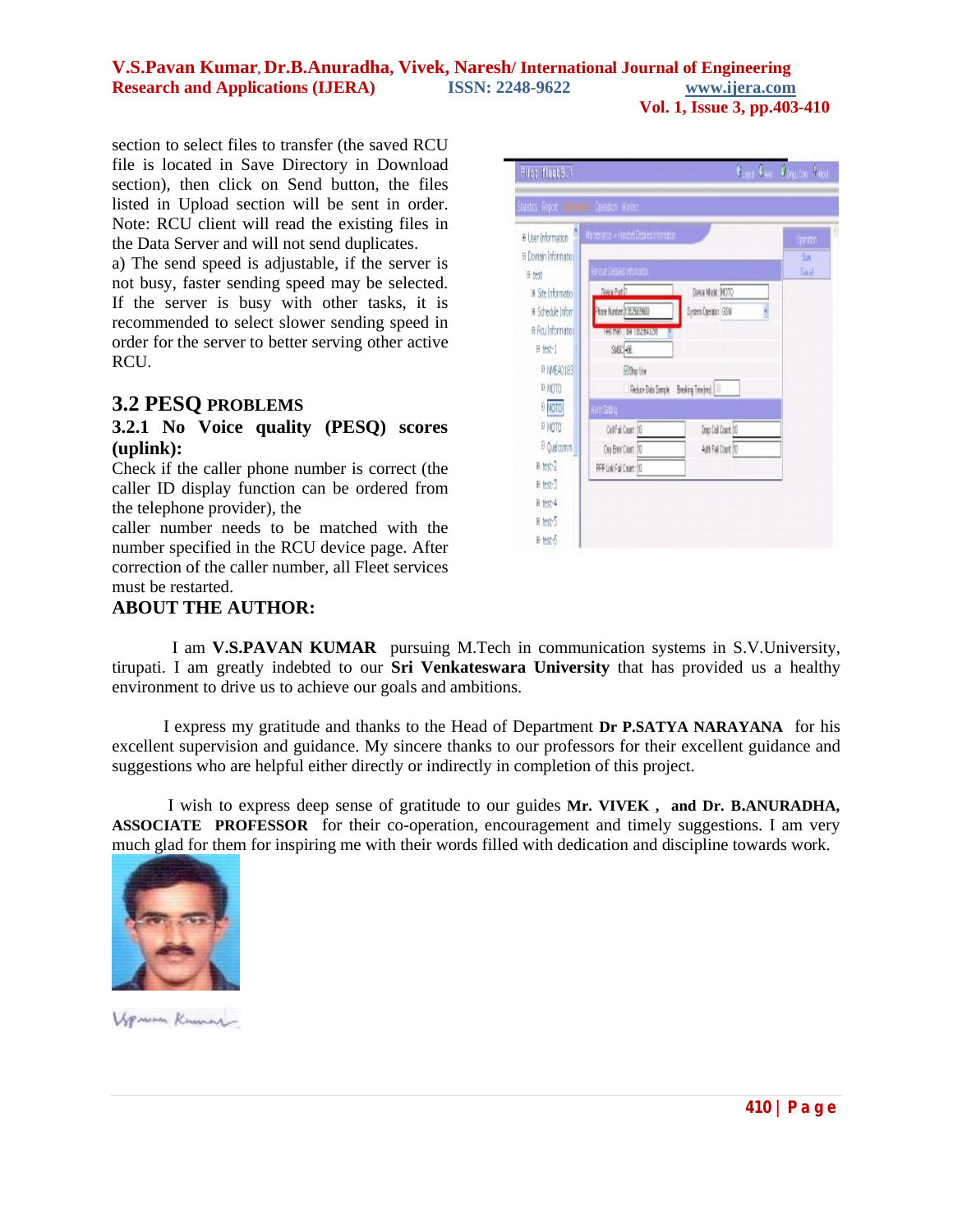section to select files to transfer (the saved RCU file is located in Save Directory in Download section), then click on Send button, the files listed in Upload section will be sent in order. Note: RCU client will read the existing files in the Data Server and will not send duplicates.

a) The send speed is adjustable, if the server is not busy, faster sending speed may be selected. If the server is busy with other tasks, it is recommended to select slower sending speed in order for the server to better serving other active RCU.

## 3.2 PESQ PROBLEMS

### 3.2.1 No Voice quality (PESQ) scores (uplink):

Check if the caller phone number is correct (the caller ID display function can be ordered from the telephone provider), the caller number needs to be matched with the number specified in the RCU device page. After correction of the caller number, all Fleet services must be restarted.

## ABOUT THE AUTHOR:

I am **V.S.PAVAN KUMAR** pursuing M.Tech in communication systems in S.V.University, tirupati. I am greatly indebted to our **Sri Venkateswara University** that has provided us a healthy environment to drive us to achieve our goals and ambitions.

I express my gratitude and thanks to the Head of Department **Dr P.SATYA NARAYANA** for his excellent supervision and guidance. My sincere thanks to our professors for their excellent guidance and suggestions who are helpful either directly or indirectly in completion of this project.

I wish to express deep sense of gratitude to our guides **Mr. VIVEK , and Dr. B.ANURADHA, ASSOCIATE PROFESSOR** for their co-operation, encouragement and timely suggestions. I am very much glad for them for inspiring me with their words filled with dedication and discipline towards work.